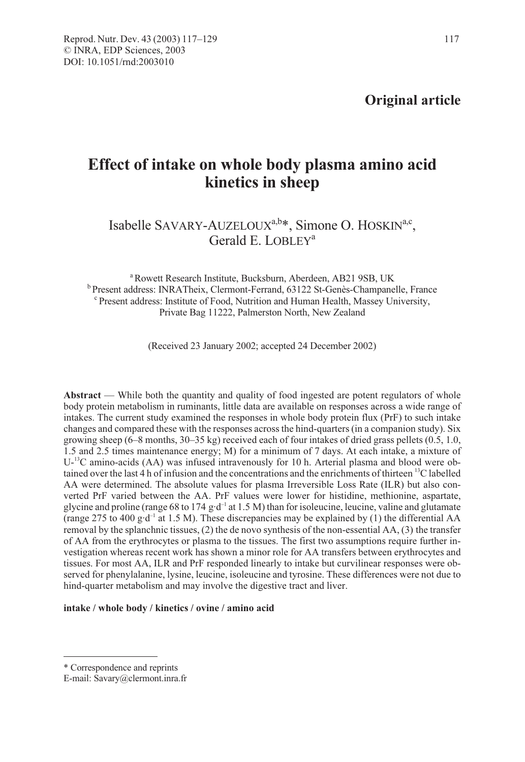**Original article**

# Effect of intake on whole body plasma amino acid kinetics in sheep

Isabelle SAVARY-AUZELOUX[a,b]*, Simone O. HOSKIN[a,c], Gerald E. LOBLEY[a]

[a] Rowett Research Institute, Bucksburn, Aberdeen, AB21 9SB, UK
[b] Present address: INRATheix, Clermont-Ferrand, 63122 St-Genès-Champanelle, France
[c] Present address: Institute of Food, Nutrition and Human Health, Massey University, Private Bag 11222, Palmerston North, New Zealand

(Received 23 January 2002; accepted 24 December 2002)

**Abstract** — While both the quantity and quality of food ingested are potent regulators of whole body protein metabolism in ruminants, little data are available on responses across a wide range of intakes. The current study examined the responses in whole body protein flux (PrF) to such intake changes and compared these with the responses across the hind-quarters (in a companion study). Six growing sheep (6–8 months, 30–35 kg) received each of four intakes of dried grass pellets (0.5, 1.0, 1.5 and 2.5 times maintenance energy; M) for a minimum of 7 days. At each intake, a mixture of U-$^{13}$C amino-acids (AA) was infused intravenously for 10 h. Arterial plasma and blood were obtained over the last 4 h of infusion and the concentrations and the enrichments of thirteen $^{13}$C labelled AA were determined. The absolute values for plasma Irreversible Loss Rate (ILR) but also converted PrF varied between the AA. PrF values were lower for histidine, methionine, aspartate, glycine and proline (range 68 to 174 $g \cdot d^{-1}$ at 1.5 M) than for isoleucine, leucine, valine and glutamate (range 275 to 400 $g \cdot d^{-1}$ at 1.5 M). These discrepancies may be explained by (1) the differential AA removal by the splanchnic tissues, (2) the de novo synthesis of the non-essential AA, (3) the transfer of AA from the erythrocytes or plasma to the tissues. The first two assumptions require further investigation whereas recent work has shown a minor role for AA transfers between erythrocytes and tissues. For most AA, ILR and PrF responded linearly to intake but curvilinear responses were observed for phenylalanine, lysine, leucine, isoleucine and tyrosine. These differences were not due to hind-quarter metabolism and may involve the digestive tract and liver.

**intake / whole body / kinetics / ovine / amino acid**

---

\* Correspondence and reprints
E-mail: Savary@clermont.inra.fr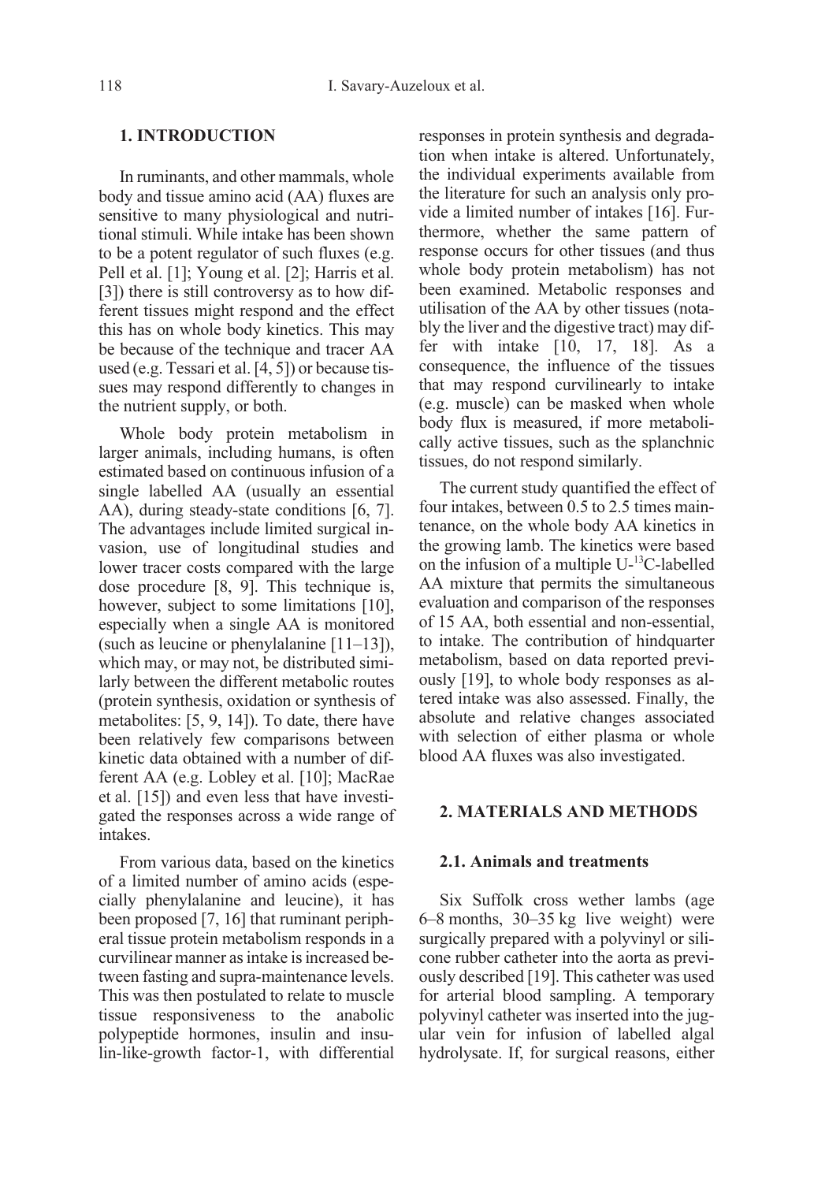## 1. INTRODUCTION

In ruminants, and other mammals, whole body and tissue amino acid (AA) fluxes are sensitive to many physiological and nutritional stimuli. While intake has been shown to be a potent regulator of such fluxes (e.g. Pell et al. [1]; Young et al. [2]; Harris et al. [3]) there is still controversy as to how different tissues might respond and the effect this has on whole body kinetics. This may be because of the technique and tracer AA used (e.g. Tessari et al. [4, 5]) or because tissues may respond differently to changes in the nutrient supply, or both.

Whole body protein metabolism in larger animals, including humans, is often estimated based on continuous infusion of a single labelled AA (usually an essential AA), during steady-state conditions [6, 7]. The advantages include limited surgical invasion, use of longitudinal studies and lower tracer costs compared with the large dose procedure [8, 9]. This technique is, however, subject to some limitations [10], especially when a single AA is monitored (such as leucine or phenylalanine [11–13]), which may, or may not, be distributed similarly between the different metabolic routes (protein synthesis, oxidation or synthesis of metabolites: [5, 9, 14]). To date, there have been relatively few comparisons between kinetic data obtained with a number of different AA (e.g. Lobley et al. [10]; MacRae et al. [15]) and even less that have investigated the responses across a wide range of intakes.

From various data, based on the kinetics of a limited number of amino acids (especially phenylalanine and leucine), it has been proposed [7, 16] that ruminant peripheral tissue protein metabolism responds in a curvilinear manner as intake is increased between fasting and supra-maintenance levels. This was then postulated to relate to muscle tissue responsiveness to the anabolic polypeptide hormones, insulin and insulin-like-growth factor-1, with differential responses in protein synthesis and degradation when intake is altered. Unfortunately, the individual experiments available from the literature for such an analysis only provide a limited number of intakes [16]. Furthermore, whether the same pattern of response occurs for other tissues (and thus whole body protein metabolism) has not been examined. Metabolic responses and utilisation of the AA by other tissues (notably the liver and the digestive tract) may differ with intake [10, 17, 18]. As a consequence, the influence of the tissues that may respond curvilinearly to intake (e.g. muscle) can be masked when whole body flux is measured, if more metabolically active tissues, such as the splanchnic tissues, do not respond similarly.

The current study quantified the effect of four intakes, between 0.5 to 2.5 times maintenance, on the whole body AA kinetics in the growing lamb. The kinetics were based on the infusion of a multiple U-$^{13}$C-labelled AA mixture that permits the simultaneous evaluation and comparison of the responses of 15 AA, both essential and non-essential, to intake. The contribution of hindquarter metabolism, based on data reported previously [19], to whole body responses as altered intake was also assessed. Finally, the absolute and relative changes associated with selection of either plasma or whole blood AA fluxes was also investigated.

## 2. MATERIALS AND METHODS

### 2.1. Animals and treatments

Six Suffolk cross wether lambs (age 6–8 months, 30–35 kg live weight) were surgically prepared with a polyvinyl or silicone rubber catheter into the aorta as previously described [19]. This catheter was used for arterial blood sampling. A temporary polyvinyl catheter was inserted into the jugular vein for infusion of labelled algal hydrolysate. If, for surgical reasons, either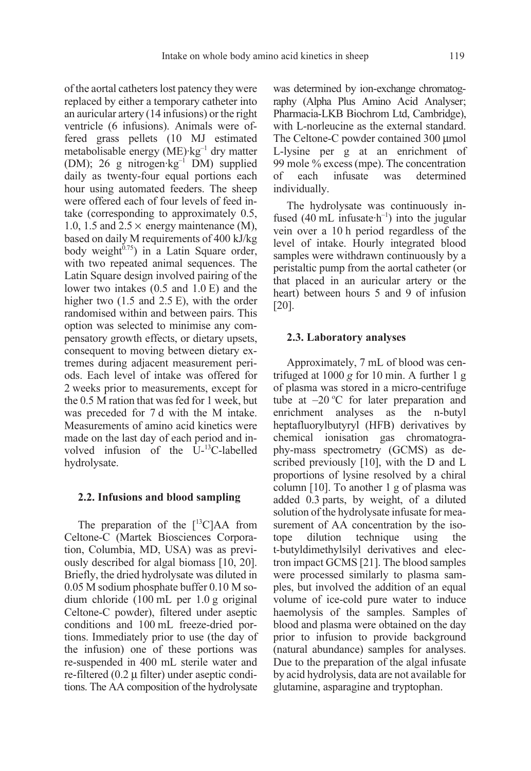of the aortal catheters lost patency they were replaced by either a temporary catheter into an auricular artery (14 infusions) or the right ventricle (6 infusions). Animals were offered grass pellets (10 MJ estimated metabolisable energy (ME)$\cdot$kg$^{-1}$ dry matter (DM); 26 g nitrogen$\cdot$kg$^{-1}$ DM) supplied daily as twenty-four equal portions each hour using automated feeders. The sheep were offered each of four levels of feed intake (corresponding to approximately 0.5, 1.0, 1.5 and 2.5 × energy maintenance (M), based on daily M requirements of 400 kJ/kg body weight$^{0.75}$) in a Latin Square order, with two repeated animal sequences. The Latin Square design involved pairing of the lower two intakes (0.5 and 1.0 E) and the higher two (1.5 and 2.5 E), with the order randomised within and between pairs. This option was selected to minimise any compensatory growth effects, or dietary upsets, consequent to moving between dietary extremes during adjacent measurement periods. Each level of intake was offered for 2 weeks prior to measurements, except for the 0.5 M ration that was fed for 1 week, but was preceded for 7 d with the M intake. Measurements of amino acid kinetics were made on the last day of each period and involved infusion of the U-$^{13}$C-labelled hydrolysate.

## 2.2. Infusions and blood sampling

The preparation of the [$^{13}$C]AA from Celtone-C (Martek Biosciences Corporation, Columbia, MD, USA) was as previously described for algal biomass [10, 20]. Briefly, the dried hydrolysate was diluted in 0.05 M sodium phosphate buffer 0.10 M sodium chloride (100 mL per 1.0 g original Celtone-C powder), filtered under aseptic conditions and 100 mL freeze-dried portions. Immediately prior to use (the day of the infusion) one of these portions was re-suspended in 400 mL sterile water and re-filtered (0.2 μ filter) under aseptic conditions. The AA composition of the hydrolysate was determined by ion-exchange chromatography (Alpha Plus Amino Acid Analyser; Pharmacia-LKB Biochrom Ltd, Cambridge), with L-norleucine as the external standard. The Celtone-C powder contained 300 μmol L-lysine per g at an enrichment of 99 mole % excess (mpe). The concentration of each infusate was determined individually.

The hydrolysate was continuously infused (40 mL infusate$\cdot$h$^{-1}$) into the jugular vein over a 10 h period regardless of the level of intake. Hourly integrated blood samples were withdrawn continuously by a peristaltic pump from the aortal catheter (or that placed in an auricular artery or the heart) between hours 5 and 9 of infusion [20].

## 2.3. Laboratory analyses

Approximately, 7 mL of blood was centrifuged at 1000 *g* for 10 min. A further 1 g of plasma was stored in a micro-centrifuge tube at –20 °C for later preparation and enrichment analyses as the n-butyl heptafluorylbutyryl (HFB) derivatives by chemical ionisation gas chromatography-mass spectrometry (GCMS) as described previously [10], with the D and L proportions of lysine resolved by a chiral column [10]. To another 1 g of plasma was added 0.3 parts, by weight, of a diluted solution of the hydrolysate infusate for measurement of AA concentration by the isotope dilution technique using the t-butyldimethylsilyl derivatives and electron impact GCMS [21]. The blood samples were processed similarly to plasma samples, but involved the addition of an equal volume of ice-cold pure water to induce haemolysis of the samples. Samples of blood and plasma were obtained on the day prior to infusion to provide background (natural abundance) samples for analyses. Due to the preparation of the algal infusate by acid hydrolysis, data are not available for glutamine, asparagine and tryptophan.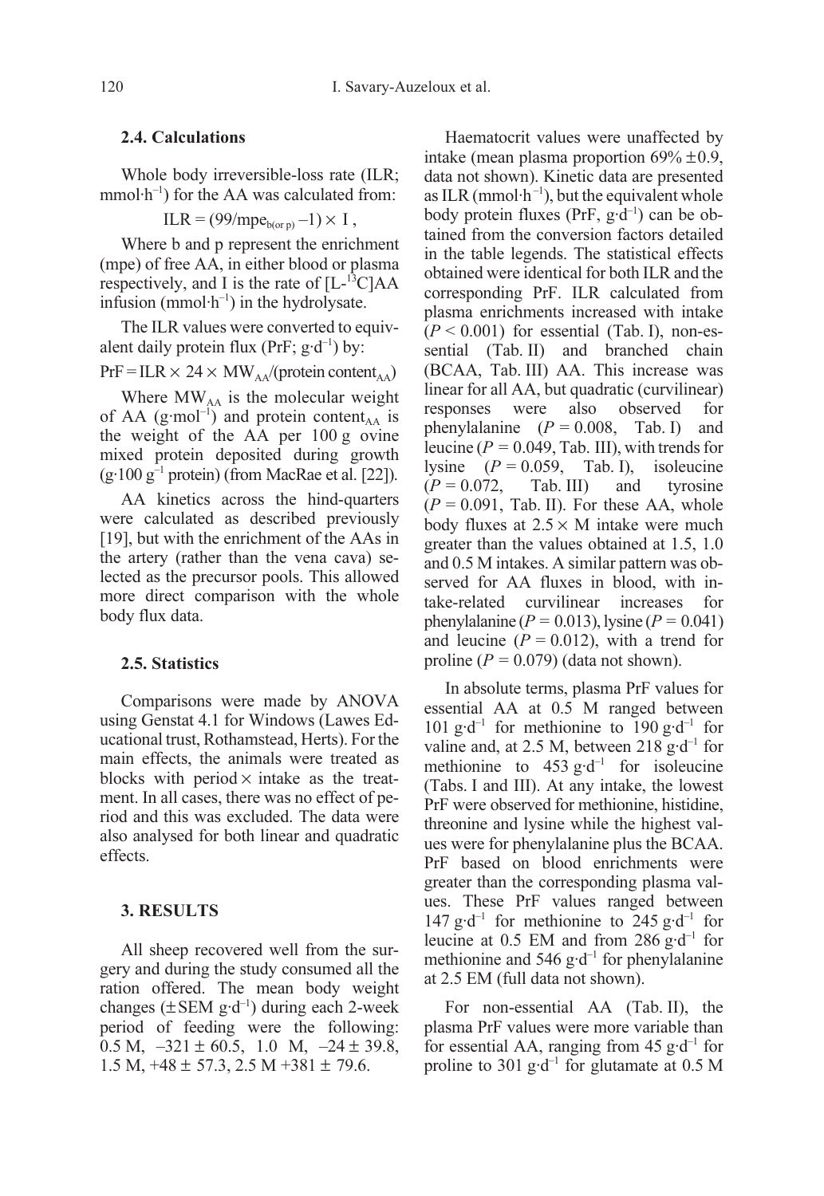### 2.4. Calculations

Whole body irreversible-loss rate (ILR; $mmol \cdot h^{-1}$) for the AA was calculated from:

$$ILR = (99/mpe_{b(or\ p)} - 1) \times I,$$

Where b and p represent the enrichment (mpe) of free AA, in either blood or plasma respectively, and I is the rate of [L-$^{13}$C]AA infusion ($mmol \cdot h^{-1}$) in the hydrolysate.

The ILR values were converted to equivalent daily protein flux (PrF; $g \cdot d^{-1}$) by:

$$PrF = ILR \times 24 \times MW_{AA}/(\text{protein content}_{AA})$$

Where $MW_{AA}$ is the molecular weight of AA ($g \cdot mol^{-1}$) and protein $content_{AA}$ is the weight of the AA per 100 g ovine mixed protein deposited during growth ($g \cdot 100\ g^{-1}$ protein) (from MacRae et al. [22]).

AA kinetics across the hind-quarters were calculated as described previously [19], but with the enrichment of the AAs in the artery (rather than the vena cava) selected as the precursor pools. This allowed more direct comparison with the whole body flux data.

### 2.5. Statistics

Comparisons were made by ANOVA using Genstat 4.1 for Windows (Lawes Educational trust, Rothamstead, Herts). For the main effects, the animals were treated as blocks with period × intake as the treatment. In all cases, there was no effect of period and this was excluded. The data were also analysed for both linear and quadratic effects.

## 3. RESULTS

All sheep recovered well from the surgery and during the study consumed all the ration offered. The mean body weight changes (± SEM $g \cdot d^{-1}$) during each 2-week period of feeding were the following: 0.5 M, –321 ± 60.5, 1.0 M, –24 ± 39.8, 1.5 M, +48 ± 57.3, 2.5 M +381 ± 79.6.

Haematocrit values were unaffected by intake (mean plasma proportion 69% ± 0.9, data not shown). Kinetic data are presented as ILR ($mmol \cdot h^{-1}$), but the equivalent whole body protein fluxes (PrF, $g \cdot d^{-1}$) can be obtained from the conversion factors detailed in the table legends. The statistical effects obtained were identical for both ILR and the corresponding PrF. ILR calculated from plasma enrichments increased with intake ($P < 0.001$) for essential (Tab. I), non-essential (Tab. II) and branched chain (BCAA, Tab. III) AA. This increase was linear for all AA, but quadratic (curvilinear) responses were also observed for phenylalanine ($P = 0.008$, Tab. I) and leucine ($P = 0.049$, Tab. III), with trends for lysine ($P = 0.059$, Tab. I), isoleucine ($P = 0.072$, Tab. III) and tyrosine ($P = 0.091$, Tab. II). For these AA, whole body fluxes at 2.5 × M intake were much greater than the values obtained at 1.5, 1.0 and 0.5 M intakes. A similar pattern was observed for AA fluxes in blood, with intake-related curvilinear increases for phenylalanine ($P = 0.013$), lysine ($P = 0.041$) and leucine ($P = 0.012$), with a trend for proline ($P = 0.079$) (data not shown).

In absolute terms, plasma PrF values for essential AA at 0.5 M ranged between 101 $g \cdot d^{-1}$ for methionine to 190 $g \cdot d^{-1}$ for valine and, at 2.5 M, between 218 $g \cdot d^{-1}$ for methionine to 453 $g \cdot d^{-1}$ for isoleucine (Tabs. I and III). At any intake, the lowest PrF were observed for methionine, histidine, threonine and lysine while the highest values were for phenylalanine plus the BCAA. PrF based on blood enrichments were greater than the corresponding plasma values. These PrF values ranged between 147 $g \cdot d^{-1}$ for methionine to 245 $g \cdot d^{-1}$ for leucine at 0.5 EM and from 286 $g \cdot d^{-1}$ for methionine and 546 $g \cdot d^{-1}$ for phenylalanine at 2.5 EM (full data not shown).

For non-essential AA (Tab. II), the plasma PrF values were more variable than for essential AA, ranging from 45 $g \cdot d^{-1}$ for proline to 301 $g \cdot d^{-1}$ for glutamate at 0.5 M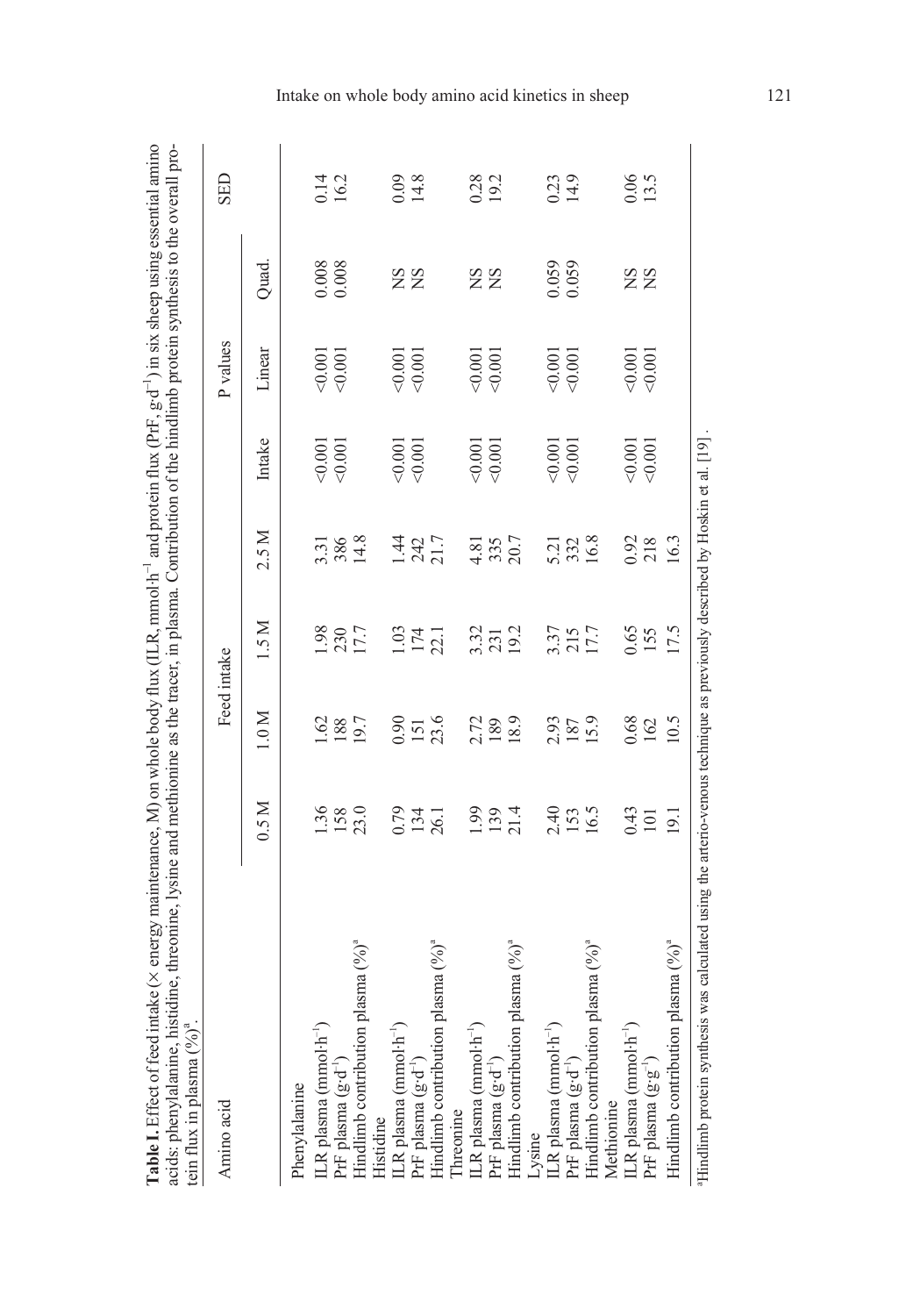**Table I.** Effect of feed intake (× energy maintenance, M) on whole body flux (ILR, mmol·h$^{-1}$) and protein flux (PrF, g·d$^{-1}$) in six sheep using essential amino acids: phenylalanine, histidine, threonine, lysine and methionine as the tracer, in plasma. Contribution of the hindlimb protein synthesis to the overall protein flux in plasma (%)[a].

| Amino acid | Feed intake | | | | P values | | | SED |
|---|---|---|---|---|---|---|---|---|
| | 0.5 M | 1.0 M | 1.5 M | 2.5 M | Intake | Linear | Quad. | |
| Phenylalanine | | | | | | | | |
| ILR plasma (mmol·h$^{-1}$) | 1.36 | 1.62 | 1.98 | 3.31 | <0.001 | <0.001 | 0.008 | 0.14 |
| PrF plasma (g·d$^{-1}$) | 158 | 188 | 230 | 386 | <0.001 | <0.001 | 0.008 | 16.2 |
| Hindlimb contribution plasma (%)[a] | 23.0 | 19.7 | 17.7 | 14.8 | | | | |
| Histidine | | | | | | | | |
| ILR plasma (mmol·h$^{-1}$) | 0.79 | 0.90 | 1.03 | 1.44 | <0.001 | <0.001 | NS | 0.09 |
| PrF plasma (g·d$^{-1}$) | 134 | 151 | 174 | 242 | <0.001 | <0.001 | NS | 14.8 |
| Hindlimb contribution plasma (%)[a] | 26.1 | 23.6 | 22.1 | 21.7 | | | | |
| Threonine | | | | | | | | |
| ILR plasma (mmol·h$^{-1}$) | 1.99 | 2.72 | 3.32 | 4.81 | <0.001 | <0.001 | NS | 0.28 |
| PrF plasma (g·d$^{-1}$) | 139 | 189 | 231 | 335 | <0.001 | <0.001 | NS | 19.2 |
| Hindlimb contribution plasma (%)[a] | 21.4 | 18.9 | 19.2 | 20.7 | | | | |
| Lysine | | | | | | | | |
| ILR plasma (mmol·h$^{-1}$) | 2.40 | 2.93 | 3.37 | 5.21 | <0.001 | <0.001 | 0.059 | 0.23 |
| PrF plasma (g·d$^{-1}$) | 153 | 187 | 215 | 332 | <0.001 | <0.001 | 0.059 | 14.9 |
| Hindlimb contribution plasma (%)[a] | 16.5 | 15.9 | 17.7 | 16.8 | | | | |
| Methionine | | | | | | | | |
| ILR plasma (mmol·h$^{-1}$) | 0.43 | 0.68 | 0.65 | 0.92 | <0.001 | <0.001 | NS | 0.06 |
| PrF plasma (g·g$^{-1}$) | 101 | 162 | 155 | 218 | <0.001 | <0.001 | NS | 13.5 |
| Hindlimb contribution plasma (%)[a] | 19.1 | 10.5 | 17.5 | 16.3 | | | | |

[a] Hindlimb protein synthesis was calculated using the arterio-venous technique as previously described by Hoskin et al. [19].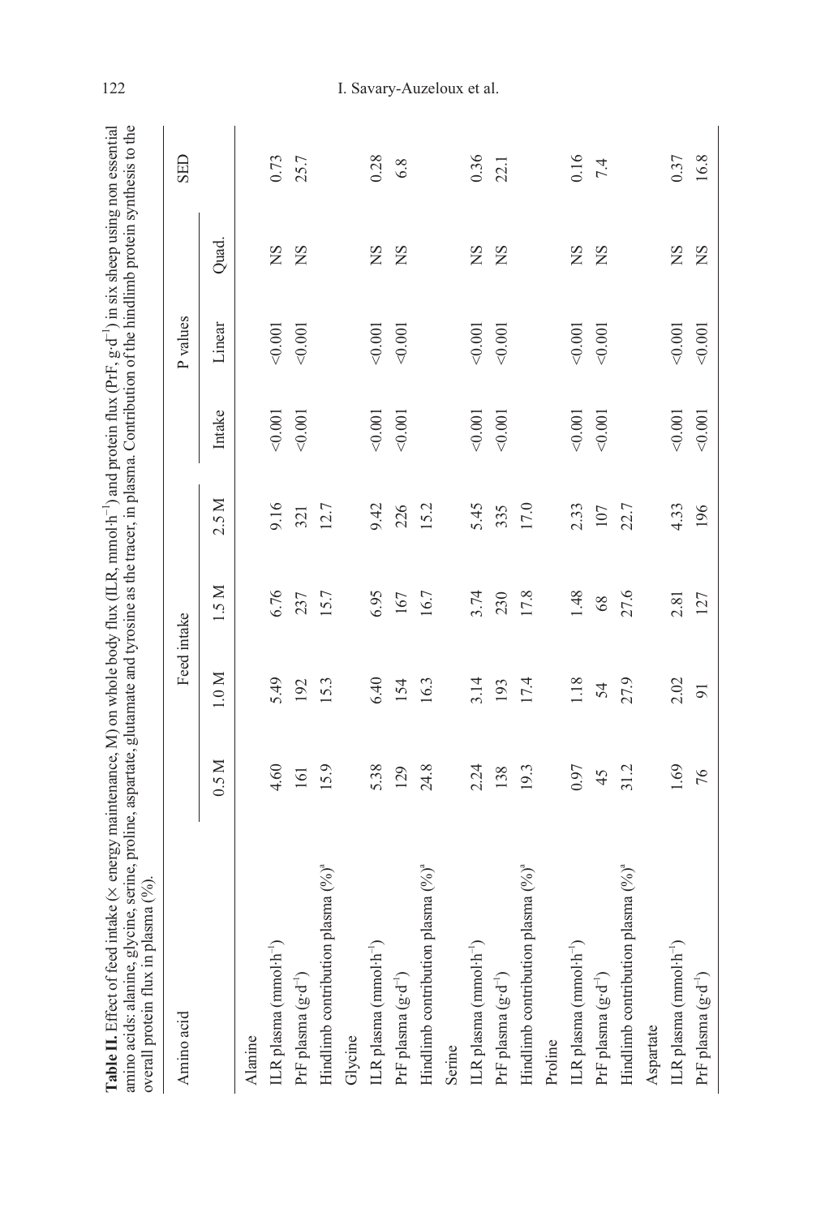**Table II.** Effect of feed intake (× energy maintenance, M) on whole body flux (ILR, mmol·h$^{-1}$) and protein flux (PrF, g·d$^{-1}$) in six sheep using non essential amino acids: alanine, glycine, serine, proline, aspartate, glutamate and tyrosine as the tracer, in plasma. Contribution of the hindlimb protein synthesis to the overall protein flux in plasma (%).

| Amino acid | Feed intake | | | | P values | | | SED |
|---|---|---|---|---|---|---|---|---|
| | 0.5 M | 1.0 M | 1.5 M | 2.5 M | Intake | Linear | Quad. | |
| Alanine | | | | | | | | |
| ILR plasma (mmol·h$^{-1}$) | 4.60 | 5.49 | 6.76 | 9.16 | <0.001 | <0.001 | NS | 0.73 |
| PrF plasma (g·d$^{-1}$) | 161 | 192 | 237 | 321 | <0.001 | <0.001 | NS | 25.7 |
| Hindlimb contribution plasma (%)[a] | 15.9 | 15.3 | 15.7 | 12.7 | | | | |
| Glycine | | | | | | | | |
| ILR plasma (mmol·h$^{-1}$) | 5.38 | 6.40 | 6.95 | 9.42 | <0.001 | <0.001 | NS | 0.28 |
| PrF plasma (g·d$^{-1}$) | 129 | 154 | 167 | 226 | <0.001 | <0.001 | NS | 6.8 |
| Hindlimb contribution plasma (%)[a] | 24.8 | 16.3 | 16.7 | 15.2 | | | | |
| Serine | | | | | | | | |
| ILR plasma (mmol·h$^{-1}$) | 2.24 | 3.14 | 3.74 | 5.45 | <0.001 | <0.001 | NS | 0.36 |
| PrF plasma (g·d$^{-1}$) | 138 | 193 | 230 | 335 | <0.001 | <0.001 | NS | 22.1 |
| Hindlimb contribution plasma (%)[a] | 19.3 | 17.4 | 17.8 | 17.0 | | | | |
| Proline | | | | | | | | |
| ILR plasma (mmol·h$^{-1}$) | 0.97 | 1.18 | 1.48 | 2.33 | <0.001 | <0.001 | NS | 0.16 |
| PrF plasma (g·d$^{-1}$) | 45 | 54 | 68 | 107 | <0.001 | <0.001 | NS | 7.4 |
| Hindlimb contribution plasma (%)[a] | 31.2 | 27.9 | 27.6 | 22.7 | | | | |
| Aspartate | | | | | | | | |
| ILR plasma (mmol·h$^{-1}$) | 1.69 | 2.02 | 2.81 | 4.33 | <0.001 | <0.001 | NS | 0.37 |
| PrF plasma (g·d$^{-1}$) | 76 | 91 | 127 | 196 | <0.001 | <0.001 | NS | 16.8 |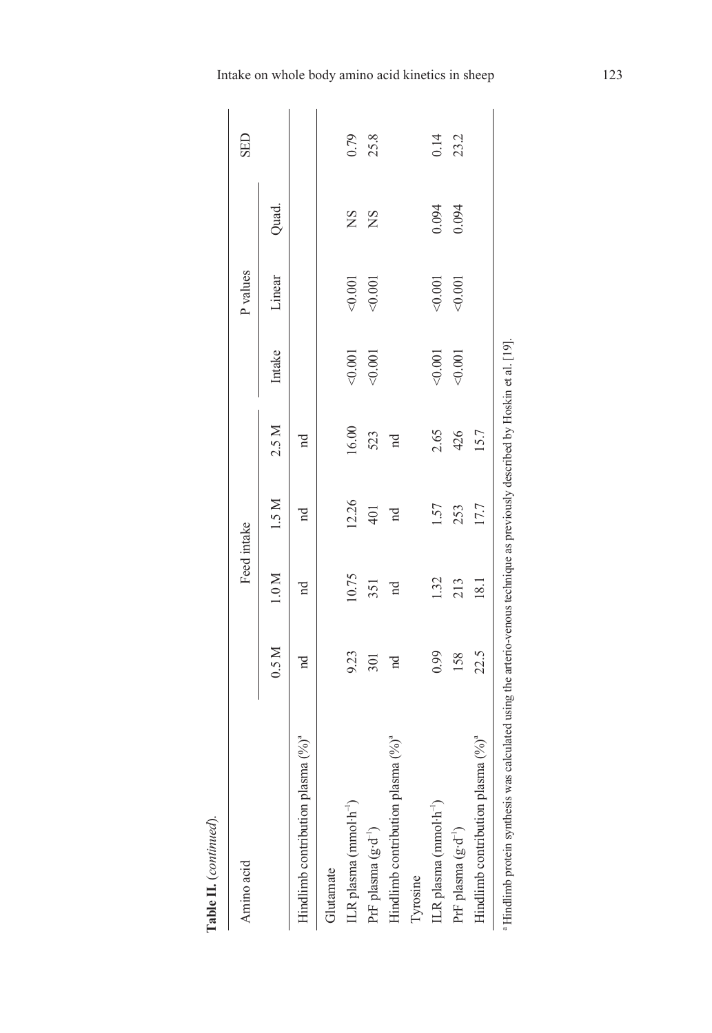**Table II.** (*continued*).

| Amino acid | Feed intake | | | | P values | | | SED |
|---|---|---|---|---|---|---|---|---|
| | 0.5 M | 1.0 M | 1.5 M | 2.5 M | Intake | Linear | Quad. | |
| Hindlimb contribution plasma (%)[a] | nd | nd | nd | nd | | | | |
| Glutamate | | | | | | | | |
| ILR plasma (mmol·h$^{-1}$) | 9.23 | 10.75 | 12.26 | 16.00 | <0.001 | <0.001 | NS | 0.79 |
| PrF plasma (g·d$^{-1}$) | 301 | 351 | 401 | 523 | <0.001 | <0.001 | NS | 25.8 |
| Hindlimb contribution plasma (%)[a] | nd | nd | nd | nd | | | | |
| Tyrosine | | | | | | | | |
| ILR plasma (mmol·h$^{-1}$) | 0.99 | 1.32 | 1.57 | 2.65 | <0.001 | <0.001 | 0.094 | 0.14 |
| PrF plasma (g·d$^{-1}$) | 158 | 213 | 253 | 426 | <0.001 | <0.001 | 0.094 | 23.2 |
| Hindlimb contribution plasma (%)[a] | 22.5 | 18.1 | 17.7 | 15.7 | | | | |

[a] Hindlimb protein synthesis was calculated using the arterio-venous technique as previously described by Hoskin et al. [19].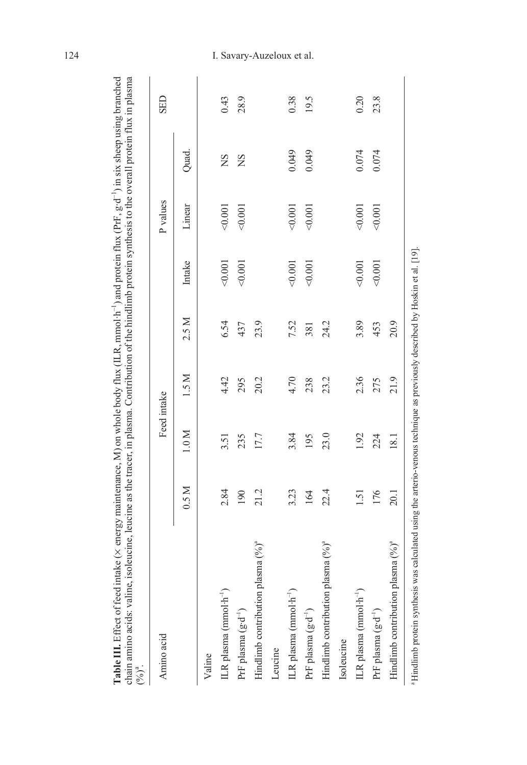**Table III.** Effect of feed intake (× energy maintenance, M) on whole body flux (ILR, mmol·h$^{-1}$) and protein flux (PrF, g·d$^{-1}$) in six sheep using branched chain amino acids: valine, isoleucine, leucine as the tracer, in plasma. Contribution of the hindlimb protein synthesis to the overall protein flux in plasma (%)[a].

| Amino acid | Feed intake | | | | P values | | | SED |
|---|---|---|---|---|---|---|---|---|
| | 0.5 M | 1.0 M | 1.5 M | 2.5 M | Intake | Linear | Quad. | |
| Valine | | | | | | | | |
| ILR plasma (mmol·h$^{-1}$) | 2.84 | 3.51 | 4.42 | 6.54 | <0.001 | <0.001 | NS | 0.43 |
| PrF plasma (g·d$^{-1}$) | 190 | 235 | 295 | 437 | <0.001 | <0.001 | NS | 28.9 |
| Hindlimb contribution plasma (%)[a] | 21.2 | 17.7 | 20.2 | 23.9 | | | | |
| Leucine | | | | | | | | |
| ILR plasma (mmol·h$^{-1}$) | 3.23 | 3.84 | 4.70 | 7.52 | <0.001 | <0.001 | 0.049 | 0.38 |
| PrF plasma (g·d$^{-1}$) | 164 | 195 | 238 | 381 | <0.001 | <0.001 | 0.049 | 19.5 |
| Hindlimb contribution plasma (%)[a] | 22.4 | 23.0 | 23.2 | 24.2 | | | | |
| Isoleucine | | | | | | | | |
| ILR plasma (mmol·h$^{-1}$) | 1.51 | 1.92 | 2.36 | 3.89 | <0.001 | <0.001 | 0.074 | 0.20 |
| PrF plasma (g·d$^{-1}$) | 176 | 224 | 275 | 453 | <0.001 | <0.001 | 0.074 | 23.8 |
| Hindlimb contribution plasma (%)[a] | 20.1 | 18.1 | 21.9 | 20.9 | | | | |

[a] Hindlimb protein synthesis was calculated using the arterio-venous technique as previously described by Hoskin et al. [19].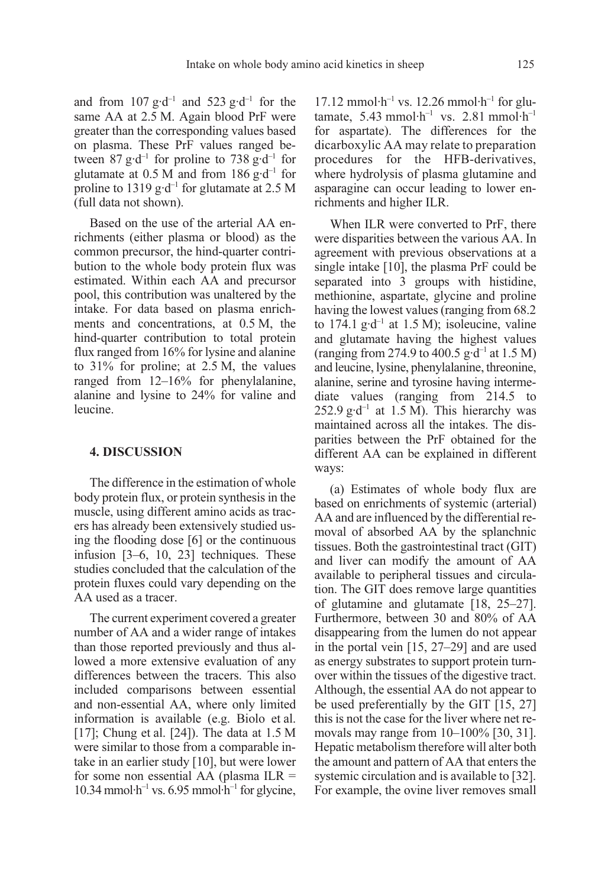and from 107 $g \cdot d^{-1}$ and 523 $g \cdot d^{-1}$ for the same AA at 2.5 M. Again blood PrF were greater than the corresponding values based on plasma. These PrF values ranged between 87 $g \cdot d^{-1}$ for proline to 738 $g \cdot d^{-1}$ for glutamate at 0.5 M and from 186 $g \cdot d^{-1}$ for proline to 1319 $g \cdot d^{-1}$ for glutamate at 2.5 M (full data not shown).

Based on the use of the arterial AA enrichments (either plasma or blood) as the common precursor, the hind-quarter contribution to the whole body protein flux was estimated. Within each AA and precursor pool, this contribution was unaltered by the intake. For data based on plasma enrichments and concentrations, at 0.5 M, the hind-quarter contribution to total protein flux ranged from 16% for lysine and alanine to 31% for proline; at 2.5 M, the values ranged from 12–16% for phenylalanine, alanine and lysine to 24% for valine and leucine.

## 4. DISCUSSION

The difference in the estimation of whole body protein flux, or protein synthesis in the muscle, using different amino acids as tracers has already been extensively studied using the flooding dose [6] or the continuous infusion [3–6, 10, 23] techniques. These studies concluded that the calculation of the protein fluxes could vary depending on the AA used as a tracer.

The current experiment covered a greater number of AA and a wider range of intakes than those reported previously and thus allowed a more extensive evaluation of any differences between the tracers. This also included comparisons between essential and non-essential AA, where only limited information is available (e.g. Biolo et al. [17]; Chung et al. [24]). The data at 1.5 M were similar to those from a comparable intake in an earlier study [10], but were lower for some non essential AA (plasma ILR = 10.34 $mmol \cdot h^{-1}$ vs. 6.95 $mmol \cdot h^{-1}$ for glycine, 17.12 $mmol \cdot h^{-1}$ vs. 12.26 $mmol \cdot h^{-1}$ for glutamate, 5.43 $mmol \cdot h^{-1}$ vs. 2.81 $mmol \cdot h^{-1}$ for aspartate). The differences for the dicarboxylic AA may relate to preparation procedures for the HFB-derivatives, where hydrolysis of plasma glutamine and asparagine can occur leading to lower enrichments and higher ILR.

When ILR were converted to PrF, there were disparities between the various AA. In agreement with previous observations at a single intake [10], the plasma PrF could be separated into 3 groups with histidine, methionine, aspartate, glycine and proline having the lowest values (ranging from 68.2 to 174.1 $g \cdot d^{-1}$ at 1.5 M); isoleucine, valine and glutamate having the highest values (ranging from 274.9 to 400.5 $g \cdot d^{-1}$ at 1.5 M) and leucine, lysine, phenylalanine, threonine, alanine, serine and tyrosine having intermediate values (ranging from 214.5 to 252.9 $g \cdot d^{-1}$ at 1.5 M). This hierarchy was maintained across all the intakes. The disparities between the PrF obtained for the different AA can be explained in different ways:

(a) Estimates of whole body flux are based on enrichments of systemic (arterial) AA and are influenced by the differential removal of absorbed AA by the splanchnic tissues. Both the gastrointestinal tract (GIT) and liver can modify the amount of AA available to peripheral tissues and circulation. The GIT does remove large quantities of glutamine and glutamate [18, 25–27]. Furthermore, between 30 and 80% of AA disappearing from the lumen do not appear in the portal vein [15, 27–29] and are used as energy substrates to support protein turnover within the tissues of the digestive tract. Although, the essential AA do not appear to be used preferentially by the GIT [15, 27] this is not the case for the liver where net removals may range from 10–100% [30, 31]. Hepatic metabolism therefore will alter both the amount and pattern of AA that enters the systemic circulation and is available to [32]. For example, the ovine liver removes small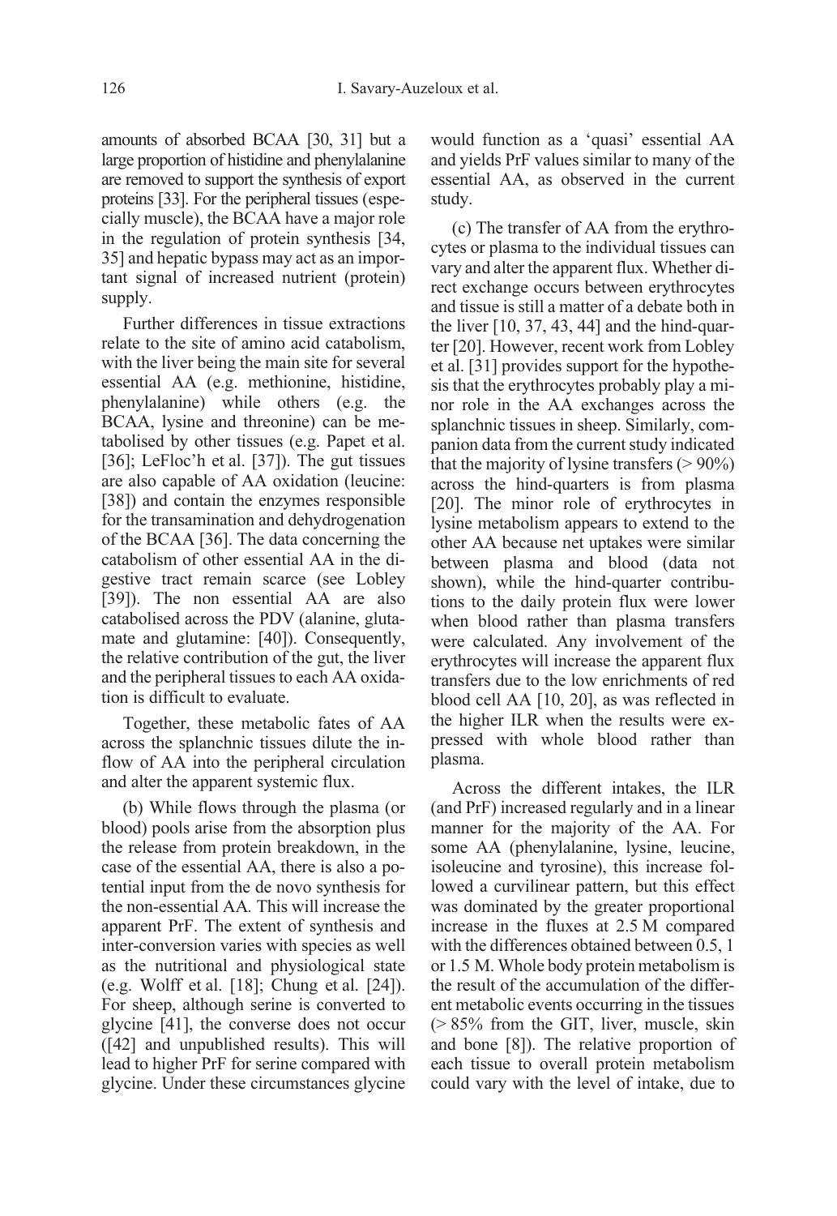amounts of absorbed BCAA [30, 31] but a large proportion of histidine and phenylalanine are removed to support the synthesis of export proteins [33]. For the peripheral tissues (especially muscle), the BCAA have a major role in the regulation of protein synthesis [34, 35] and hepatic bypass may act as an important signal of increased nutrient (protein) supply.

Further differences in tissue extractions relate to the site of amino acid catabolism, with the liver being the main site for several essential AA (e.g. methionine, histidine, phenylalanine) while others (e.g. the BCAA, lysine and threonine) can be metabolised by other tissues (e.g. Papet et al. [36]; LeFloc'h et al. [37]). The gut tissues are also capable of AA oxidation (leucine: [38]) and contain the enzymes responsible for the transamination and dehydrogenation of the BCAA [36]. The data concerning the catabolism of other essential AA in the digestive tract remain scarce (see Lobley [39]). The non essential AA are also catabolised across the PDV (alanine, glutamate and glutamine: [40]). Consequently, the relative contribution of the gut, the liver and the peripheral tissues to each AA oxidation is difficult to evaluate.

Together, these metabolic fates of AA across the splanchnic tissues dilute the inflow of AA into the peripheral circulation and alter the apparent systemic flux.

(b) While flows through the plasma (or blood) pools arise from the absorption plus the release from protein breakdown, in the case of the essential AA, there is also a potential input from the de novo synthesis for the non-essential AA. This will increase the apparent PrF. The extent of synthesis and inter-conversion varies with species as well as the nutritional and physiological state (e.g. Wolff et al. [18]; Chung et al. [24]). For sheep, although serine is converted to glycine [41], the converse does not occur ([42] and unpublished results). This will lead to higher PrF for serine compared with glycine. Under these circumstances glycine would function as a 'quasi' essential AA and yields PrF values similar to many of the essential AA, as observed in the current study.

(c) The transfer of AA from the erythrocytes or plasma to the individual tissues can vary and alter the apparent flux. Whether direct exchange occurs between erythrocytes and tissue is still a matter of a debate both in the liver [10, 37, 43, 44] and the hind-quarter [20]. However, recent work from Lobley et al. [31] provides support for the hypothesis that the erythrocytes probably play a minor role in the AA exchanges across the splanchnic tissues in sheep. Similarly, companion data from the current study indicated that the majority of lysine transfers (> 90%) across the hind-quarters is from plasma [20]. The minor role of erythrocytes in lysine metabolism appears to extend to the other AA because net uptakes were similar between plasma and blood (data not shown), while the hind-quarter contributions to the daily protein flux were lower when blood rather than plasma transfers were calculated. Any involvement of the erythrocytes will increase the apparent flux transfers due to the low enrichments of red blood cell AA [10, 20], as was reflected in the higher ILR when the results were expressed with whole blood rather than plasma.

Across the different intakes, the ILR (and PrF) increased regularly and in a linear manner for the majority of the AA. For some AA (phenylalanine, lysine, leucine, isoleucine and tyrosine), this increase followed a curvilinear pattern, but this effect was dominated by the greater proportional increase in the fluxes at 2.5 M compared with the differences obtained between 0.5, 1 or 1.5 M. Whole body protein metabolism is the result of the accumulation of the different metabolic events occurring in the tissues (> 85% from the GIT, liver, muscle, skin and bone [8]). The relative proportion of each tissue to overall protein metabolism could vary with the level of intake, due to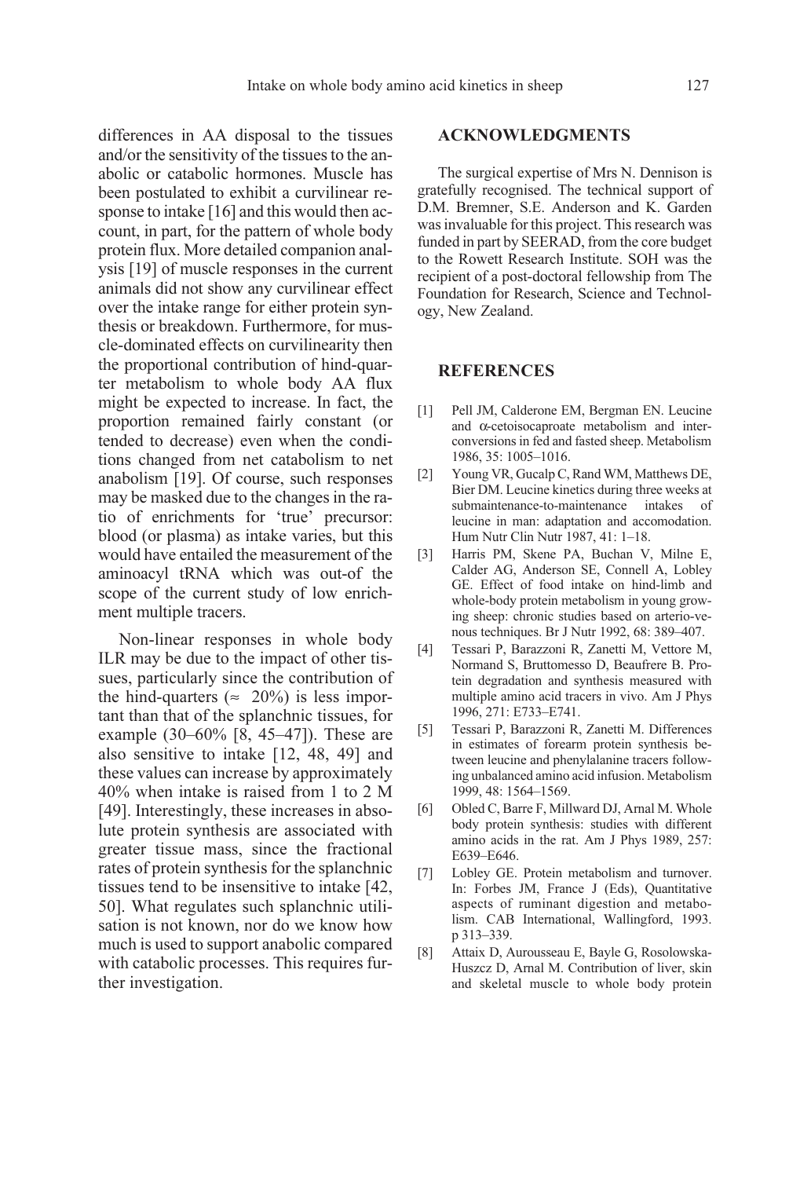differences in AA disposal to the tissues and/or the sensitivity of the tissues to the anabolic or catabolic hormones. Muscle has been postulated to exhibit a curvilinear response to intake [16] and this would then account, in part, for the pattern of whole body protein flux. More detailed companion analysis [19] of muscle responses in the current animals did not show any curvilinear effect over the intake range for either protein synthesis or breakdown. Furthermore, for muscle-dominated effects on curvilinearity then the proportional contribution of hind-quarter metabolism to whole body AA flux might be expected to increase. In fact, the proportion remained fairly constant (or tended to decrease) even when the conditions changed from net catabolism to net anabolism [19]. Of course, such responses may be masked due to the changes in the ratio of enrichments for 'true' precursor: blood (or plasma) as intake varies, but this would have entailed the measurement of the aminoacyl tRNA which was out-of the scope of the current study of low enrichment multiple tracers.

Non-linear responses in whole body ILR may be due to the impact of other tissues, particularly since the contribution of the hind-quarters (≈ 20%) is less important than that of the splanchnic tissues, for example (30–60% [8, 45–47]). These are also sensitive to intake [12, 48, 49] and these values can increase by approximately 40% when intake is raised from 1 to 2 M [49]. Interestingly, these increases in absolute protein synthesis are associated with greater tissue mass, since the fractional rates of protein synthesis for the splanchnic tissues tend to be insensitive to intake [42, 50]. What regulates such splanchnic utilisation is not known, nor do we know how much is used to support anabolic compared with catabolic processes. This requires further investigation.

## ACKNOWLEDGMENTS

The surgical expertise of Mrs N. Dennison is gratefully recognised. The technical support of D.M. Bremner, S.E. Anderson and K. Garden was invaluable for this project. This research was funded in part by SEERAD, from the core budget to the Rowett Research Institute. SOH was the recipient of a post-doctoral fellowship from The Foundation for Research, Science and Technology, New Zealand.

## REFERENCES

[1] Pell JM, Calderone EM, Bergman EN. Leucine and α-cetoisocaproate metabolism and interconversions in fed and fasted sheep. Metabolism 1986, 35: 1005–1016.

[2] Young VR, Gucalp C, Rand WM, Matthews DE, Bier DM. Leucine kinetics during three weeks at submaintenance-to-maintenance intakes of leucine in man: adaptation and accomodation. Hum Nutr Clin Nutr 1987, 41: 1–18.

[3] Harris PM, Skene PA, Buchan V, Milne E, Calder AG, Anderson SE, Connell A, Lobley GE. Effect of food intake on hind-limb and whole-body protein metabolism in young growing sheep: chronic studies based on arterio-venous techniques. Br J Nutr 1992, 68: 389–407.

[4] Tessari P, Barazzoni R, Zanetti M, Vettore M, Normand S, Bruttomesso D, Beaufrere B. Protein degradation and synthesis measured with multiple amino acid tracers in vivo. Am J Phys 1996, 271: E733–E741.

[5] Tessari P, Barazzoni R, Zanetti M. Differences in estimates of forearm protein synthesis between leucine and phenylalanine tracers following unbalanced amino acid infusion. Metabolism 1999, 48: 1564–1569.

[6] Obled C, Barre F, Millward DJ, Arnal M. Whole body protein synthesis: studies with different amino acids in the rat. Am J Phys 1989, 257: E639–E646.

[7] Lobley GE. Protein metabolism and turnover. In: Forbes JM, France J (Eds), Quantitative aspects of ruminant digestion and metabolism. CAB International, Wallingford, 1993. p 313–339.

[8] Attaix D, Aurousseau E, Bayle G, Rosolowska-Huszcz D, Arnal M. Contribution of liver, skin and skeletal muscle to whole body protein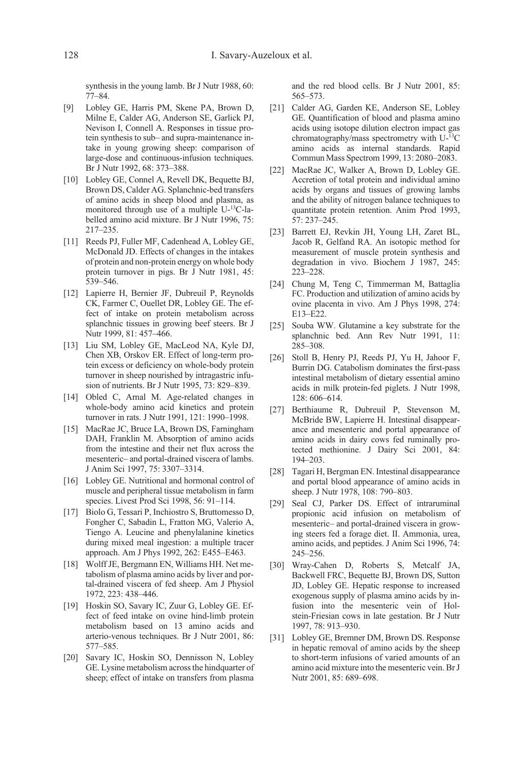synthesis in the young lamb. Br J Nutr 1988, 60: 77–84.

[9] Lobley GE, Harris PM, Skene PA, Brown D, Milne E, Calder AG, Anderson SE, Garlick PJ, Nevison I, Connell A. Responses in tissue protein synthesis to sub– and supra-maintenance intake in young growing sheep: comparison of large-dose and continuous-infusion techniques. Br J Nutr 1992, 68: 373–388.

[10] Lobley GE, Connel A, Revell DK, Bequette BJ, Brown DS, Calder AG. Splanchnic-bed transfers of amino acids in sheep blood and plasma, as monitored through use of a multiple U-$^{13}$C-labelled amino acid mixture. Br J Nutr 1996, 75: 217–235.

[11] Reeds PJ, Fuller MF, Cadenhead A, Lobley GE, McDonald JD. Effects of changes in the intakes of protein and non-protein energy on whole body protein turnover in pigs. Br J Nutr 1981, 45: 539–546.

[12] Lapierre H, Bernier JF, Dubreuil P, Reynolds CK, Farmer C, Ouellet DR, Lobley GE. The effect of intake on protein metabolism across splanchnic tissues in growing beef steers. Br J Nutr 1999, 81: 457–466.

[13] Liu SM, Lobley GE, MacLeod NA, Kyle DJ, Chen XB, Orskov ER. Effect of long-term protein excess or deficiency on whole-body protein turnover in sheep nourished by intragastric infusion of nutrients. Br J Nutr 1995, 73: 829–839.

[14] Obled C, Arnal M. Age-related changes in whole-body amino acid kinetics and protein turnover in rats. J Nutr 1991, 121: 1990–1998.

[15] MacRae JC, Bruce LA, Brown DS, Farningham DAH, Franklin M. Absorption of amino acids from the intestine and their net flux across the mesenteric– and portal-drained viscera of lambs. J Anim Sci 1997, 75: 3307–3314.

[16] Lobley GE. Nutritional and hormonal control of muscle and peripheral tissue metabolism in farm species. Livest Prod Sci 1998, 56: 91–114.

[17] Biolo G, Tessari P, Inchiostro S, Bruttomesso D, Fongher C, Sabadin L, Fratton MG, Valerio A, Tiengo A. Leucine and phenylalanine kinetics during mixed meal ingestion: a multiple tracer approach. Am J Phys 1992, 262: E455–E463.

[18] Wolff JE, Bergmann EN, Williams HH. Net metabolism of plasma amino acids by liver and portal-drained viscera of fed sheep. Am J Physiol 1972, 223: 438–446.

[19] Hoskin SO, Savary IC, Zuur G, Lobley GE. Effect of feed intake on ovine hind-limb protein metabolism based on 13 amino acids and arterio-venous techniques. Br J Nutr 2001, 86: 577–585.

[20] Savary IC, Hoskin SO, Dennisson N, Lobley GE. Lysine metabolism across the hindquarter of sheep; effect of intake on transfers from plasma and the red blood cells. Br J Nutr 2001, 85: 565–573.

[21] Calder AG, Garden KE, Anderson SE, Lobley GE. Quantification of blood and plasma amino acids using isotope dilution electron impact gas chromatography/mass spectrometry with U-$^{13}$C amino acids as internal standards. Rapid Commun Mass Spectrom 1999, 13: 2080–2083.

[22] MacRae JC, Walker A, Brown D, Lobley GE. Accretion of total protein and individual amino acids by organs and tissues of growing lambs and the ability of nitrogen balance techniques to quantitate protein retention. Anim Prod 1993, 57: 237–245.

[23] Barrett EJ, Revkin JH, Young LH, Zaret BL, Jacob R, Gelfand RA. An isotopic method for measurement of muscle protein synthesis and degradation in vivo. Biochem J 1987, 245: 223–228.

[24] Chung M, Teng C, Timmerman M, Battaglia FC. Production and utilization of amino acids by ovine placenta in vivo. Am J Phys 1998, 274: E13–E22.

[25] Souba WW. Glutamine a key substrate for the splanchnic bed. Ann Rev Nutr 1991, 11: 285–308.

[26] Stoll B, Henry PJ, Reeds PJ, Yu H, Jahoor F, Burrin DG. Catabolism dominates the first-pass intestinal metabolism of dietary essential amino acids in milk protein-fed piglets. J Nutr 1998, 128: 606–614.

[27] Berthiaume R, Dubreuil P, Stevenson M, McBride BW, Lapierre H. Intestinal disappearance and mesenteric and portal appearance of amino acids in dairy cows fed ruminally protected methionine. J Dairy Sci 2001, 84: 194–203.

[28] Tagari H, Bergman EN. Intestinal disappearance and portal blood appearance of amino acids in sheep. J Nutr 1978, 108: 790–803.

[29] Seal CJ, Parker DS. Effect of intraruminal propionic acid infusion on metabolism of mesenteric– and portal-drained viscera in growing steers fed a forage diet. II. Ammonia, urea, amino acids, and peptides. J Anim Sci 1996, 74: 245–256.

[30] Wray-Cahen D, Roberts S, Metcalf JA, Backwell FRC, Bequette BJ, Brown DS, Sutton JD, Lobley GE. Hepatic response to increased exogenous supply of plasma amino acids by infusion into the mesenteric vein of Holstein-Friesian cows in late gestation. Br J Nutr 1997, 78: 913–930.

[31] Lobley GE, Bremner DM, Brown DS. Response in hepatic removal of amino acids by the sheep to short-term infusions of varied amounts of an amino acid mixture into the mesenteric vein. Br J Nutr 2001, 85: 689–698.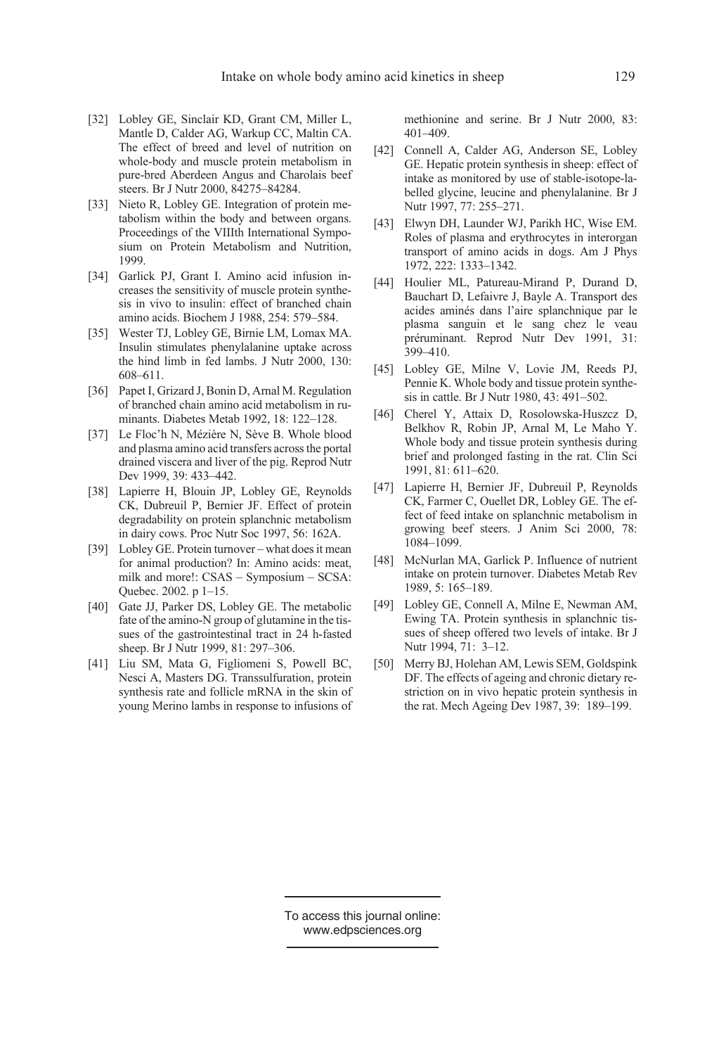[32] Lobley GE, Sinclair KD, Grant CM, Miller L, Mantle D, Calder AG, Warkup CC, Maltin CA. The effect of breed and level of nutrition on whole-body and muscle protein metabolism in pure-bred Aberdeen Angus and Charolais beef steers. Br J Nutr 2000, 84275–84284.

[33] Nieto R, Lobley GE. Integration of protein metabolism within the body and between organs. Proceedings of the VIIIth International Symposium on Protein Metabolism and Nutrition, 1999.

[34] Garlick PJ, Grant I. Amino acid infusion increases the sensitivity of muscle protein synthesis in vivo to insulin: effect of branched chain amino acids. Biochem J 1988, 254: 579–584.

[35] Wester TJ, Lobley GE, Birnie LM, Lomax MA. Insulin stimulates phenylalanine uptake across the hind limb in fed lambs. J Nutr 2000, 130: 608–611.

[36] Papet I, Grizard J, Bonin D, Arnal M. Regulation of branched chain amino acid metabolism in ruminants. Diabetes Metab 1992, 18: 122–128.

[37] Le Floc'h N, Mézière N, Sève B. Whole blood and plasma amino acid transfers across the portal drained viscera and liver of the pig. Reprod Nutr Dev 1999, 39: 433–442.

[38] Lapierre H, Blouin JP, Lobley GE, Reynolds CK, Dubreuil P, Bernier JF. Effect of protein degradability on protein splanchnic metabolism in dairy cows. Proc Nutr Soc 1997, 56: 162A.

[39] Lobley GE. Protein turnover – what does it mean for animal production? In: Amino acids: meat, milk and more!: CSAS – Symposium – SCSA: Quebec. 2002. p 1–15.

[40] Gate JJ, Parker DS, Lobley GE. The metabolic fate of the amino-N group of glutamine in the tissues of the gastrointestinal tract in 24 h-fasted sheep. Br J Nutr 1999, 81: 297–306.

[41] Liu SM, Mata G, Figliomeni S, Powell BC, Nesci A, Masters DG. Transsulfuration, protein synthesis rate and follicle mRNA in the skin of young Merino lambs in response to infusions of methionine and serine. Br J Nutr 2000, 83: 401–409.

[42] Connell A, Calder AG, Anderson SE, Lobley GE. Hepatic protein synthesis in sheep: effect of intake as monitored by use of stable-isotope-labelled glycine, leucine and phenylalanine. Br J Nutr 1997, 77: 255–271.

[43] Elwyn DH, Launder WJ, Parikh HC, Wise EM. Roles of plasma and erythrocytes in interorgan transport of amino acids in dogs. Am J Phys 1972, 222: 1333–1342.

[44] Houlier ML, Patureau-Mirand P, Durand D, Bauchart D, Lefaivre J, Bayle A. Transport des acides aminés dans l'aire splanchnique par le plasma sanguin et le sang chez le veau préruminant. Reprod Nutr Dev 1991, 31: 399–410.

[45] Lobley GE, Milne V, Lovie JM, Reeds PJ, Pennie K. Whole body and tissue protein synthesis in cattle. Br J Nutr 1980, 43: 491–502.

[46] Cherel Y, Attaix D, Rosolowska-Huszcz D, Belkhov R, Robin JP, Arnal M, Le Maho Y. Whole body and tissue protein synthesis during brief and prolonged fasting in the rat. Clin Sci 1991, 81: 611–620.

[47] Lapierre H, Bernier JF, Dubreuil P, Reynolds CK, Farmer C, Ouellet DR, Lobley GE. The effect of feed intake on splanchnic metabolism in growing beef steers. J Anim Sci 2000, 78: 1084–1099.

[48] McNurlan MA, Garlick P. Influence of nutrient intake on protein turnover. Diabetes Metab Rev 1989, 5: 165–189.

[49] Lobley GE, Connell A, Milne E, Newman AM, Ewing TA. Protein synthesis in splanchnic tissues of sheep offered two levels of intake. Br J Nutr 1994, 71: 3–12.

[50] Merry BJ, Holehan AM, Lewis SEM, Goldspink DF. The effects of ageing and chronic dietary restriction on in vivo hepatic protein synthesis in the rat. Mech Ageing Dev 1987, 39: 189–199.

To access this journal online:
www.edpsciences.org